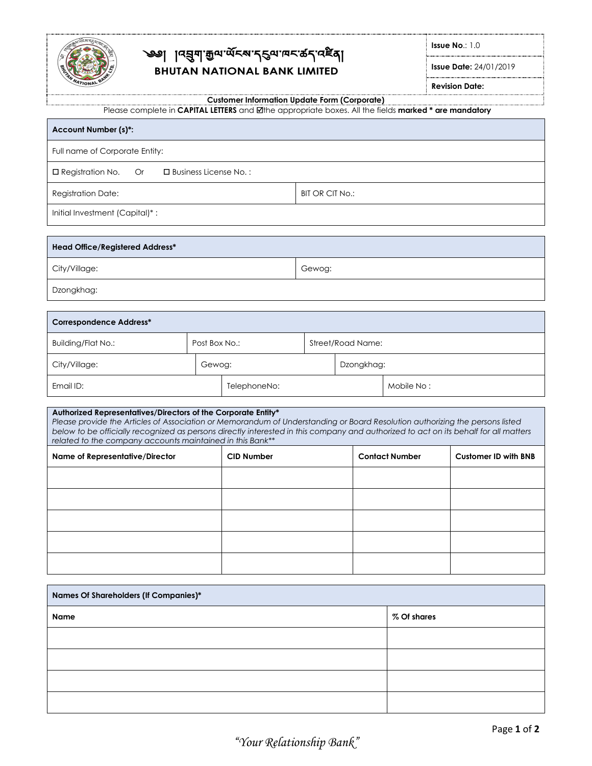༄༅། །འབྲུག་རྒྱལ་ཡོངས་དངུལ་ཁང་ཚད་འཛིན།

# BHUTAN NATIONAL BANK LIMITED

| **Issue No**.: 1.0 |
|---|
| **Issue Date:** 24/01/2019 |
| **Revision Date:** |

## Customer Information Update Form (Corporate)

Please complete in **CAPITAL LETTERS** and ☑the appropriate boxes. All the fields **marked * are mandatory**

| **Account Number (s)*:** | |
|---|---|
| Full name of Corporate Entity: | |
| ☐ Registration No. Or ☐ Business License No. : | |
| Registration Date: | BIT OR CIT No.: |
| Initial Investment (Capital)* : | |

| **Head Office/Registered Address*** | |
|---|---|
| City/Village: | Gewog: |
| Dzongkhag: | |

| **Correspondence Address*** | | |
|---|---|---|
| Building/Flat No.: | Post Box No.: | Street/Road Name: |
| City/Village: | Gewog: | Dzongkhag: |
| Email ID: | TelephoneNo: | Mobile No : |

**Authorized Representatives/Directors of the Corporate Entity***
*Please provide the Articles of Association or Memorandum of Understanding or Board Resolution authorizing the persons listed below to be officially recognized as persons directly interested in this company and authorized to act on its behalf for all matters related to the company accounts maintained in this Bank***

| **Name of Representative/Director** | **CID Number** | **Contact Number** | **Customer ID with BNB** |
|---|---|---|---|
| | | | |
| | | | |
| | | | |
| | | | |
| | | | |

**Names Of Shareholders (If Companies)***

| **Name** | **% Of shares** |
|---|---|
| | |
| | |
| | |
| | |

*"Your Relationship Bank"*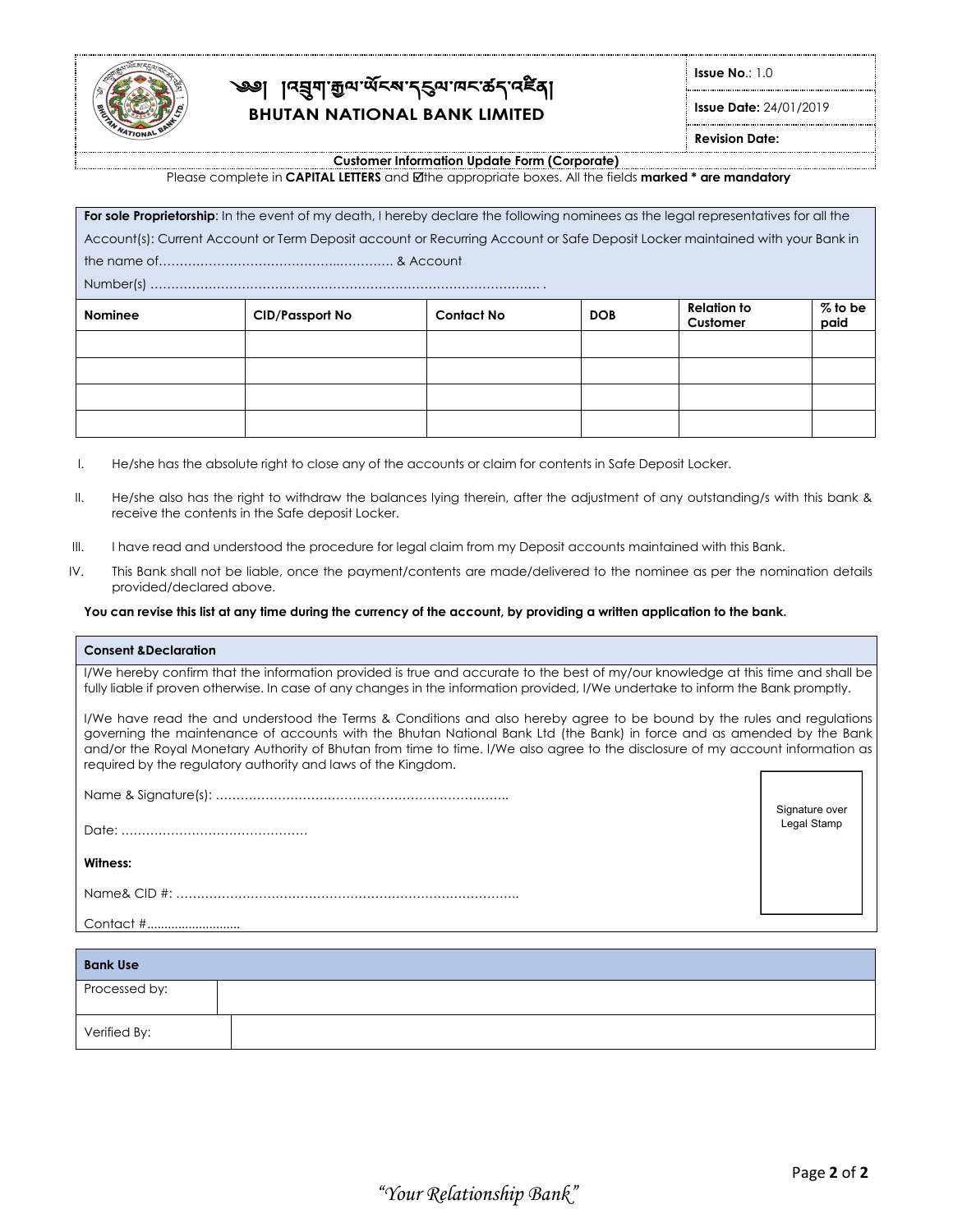ༀ། །འབྲུག་རྒྱལ་ཡོངས་དངུལ་ཁང་ཚད་འཛིན།

**BHUTAN NATIONAL BANK LIMITED**

**Issue No**.: 1.0

**Issue Date:** 24/01/2019

**Revision Date:**

**Customer Information Update Form (Corporate)**

Please complete in **CAPITAL LETTERS** and ☑the appropriate boxes. All the fields **marked * are mandatory**

**For sole Proprietorship**: In the event of my death, I hereby declare the following nominees as the legal representatives for all the Account(s): Current Account or Term Deposit account or Recurring Account or Safe Deposit Locker maintained with your Bank in the name of……………………………………..………… & Account Number(s) ………………………………………………………………………………… .

| Nominee | CID/Passport No | Contact No | DOB | Relation to Customer | % to be paid |
|---|---|---|---|---|---|
| | | | | | |
| | | | | | |
| | | | | | |
| | | | | | |

I. He/she has the absolute right to close any of the accounts or claim for contents in Safe Deposit Locker.

II. He/she also has the right to withdraw the balances lying therein, after the adjustment of any outstanding/s with this bank & receive the contents in the Safe deposit Locker.

III. I have read and understood the procedure for legal claim from my Deposit accounts maintained with this Bank.

IV. This Bank shall not be liable, once the payment/contents are made/delivered to the nominee as per the nomination details provided/declared above.

**You can revise this list at any time during the currency of the account, by providing a written application to the bank.**

**Consent &Declaration**

I/We hereby confirm that the information provided is true and accurate to the best of my/our knowledge at this time and shall be fully liable if proven otherwise. In case of any changes in the information provided, I/We undertake to inform the Bank promptly.

I/We have read the and understood the Terms & Conditions and also hereby agree to be bound by the rules and regulations governing the maintenance of accounts with the Bhutan National Bank Ltd (the Bank) in force and as amended by the Bank and/or the Royal Monetary Authority of Bhutan from time to time. I/We also agree to the disclosure of my account information as required by the regulatory authority and laws of the Kingdom.

Name & Signature(s): ……………………………………………………………..

Date: ………………………………………

**Witness:**

Name& CID #: ………………………………………………………………………..

Contact #..........................

Signature over Legal Stamp

| **Bank Use** | |
|---|---|
| Processed by: | |
| Verified By: | |

*"Your Relationship Bank"*